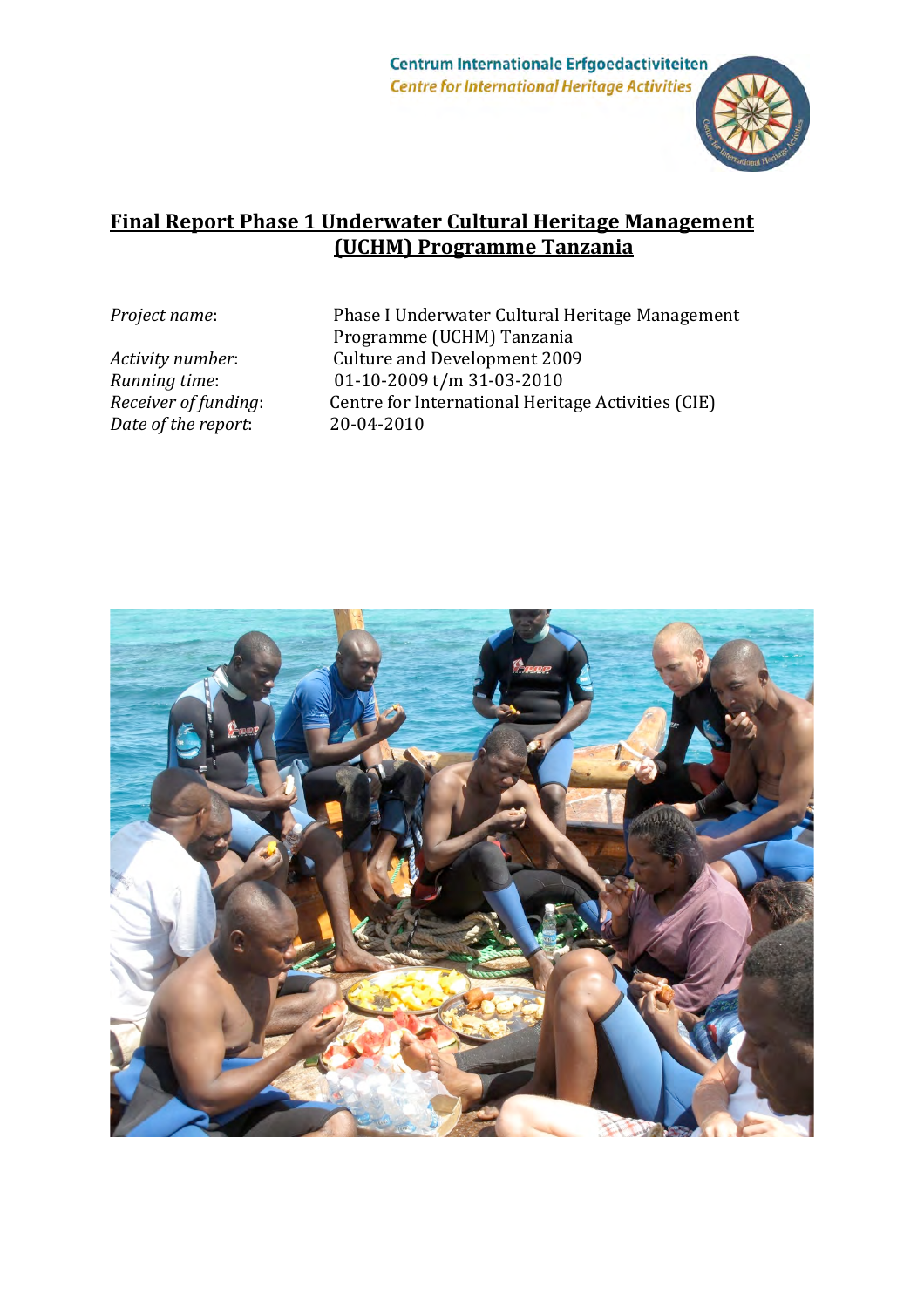Centrum Internationale Erfgoedactiviteiten
Centre for International Heritage Activities

# Final Report Phase 1 Underwater Cultural Heritage Management (UCHM) Programme Tanzania

| | |
|---|---|
| *Project name*: | Phase I Underwater Cultural Heritage Management Programme (UCHM) Tanzania |
| *Activity number*: | Culture and Development 2009 |
| *Running time*: | 01-10-2009 t/m 31-03-2010 |
| *Receiver of funding*: | Centre for International Heritage Activities (CIE) |
| *Date of the report*: | 20-04-2010 |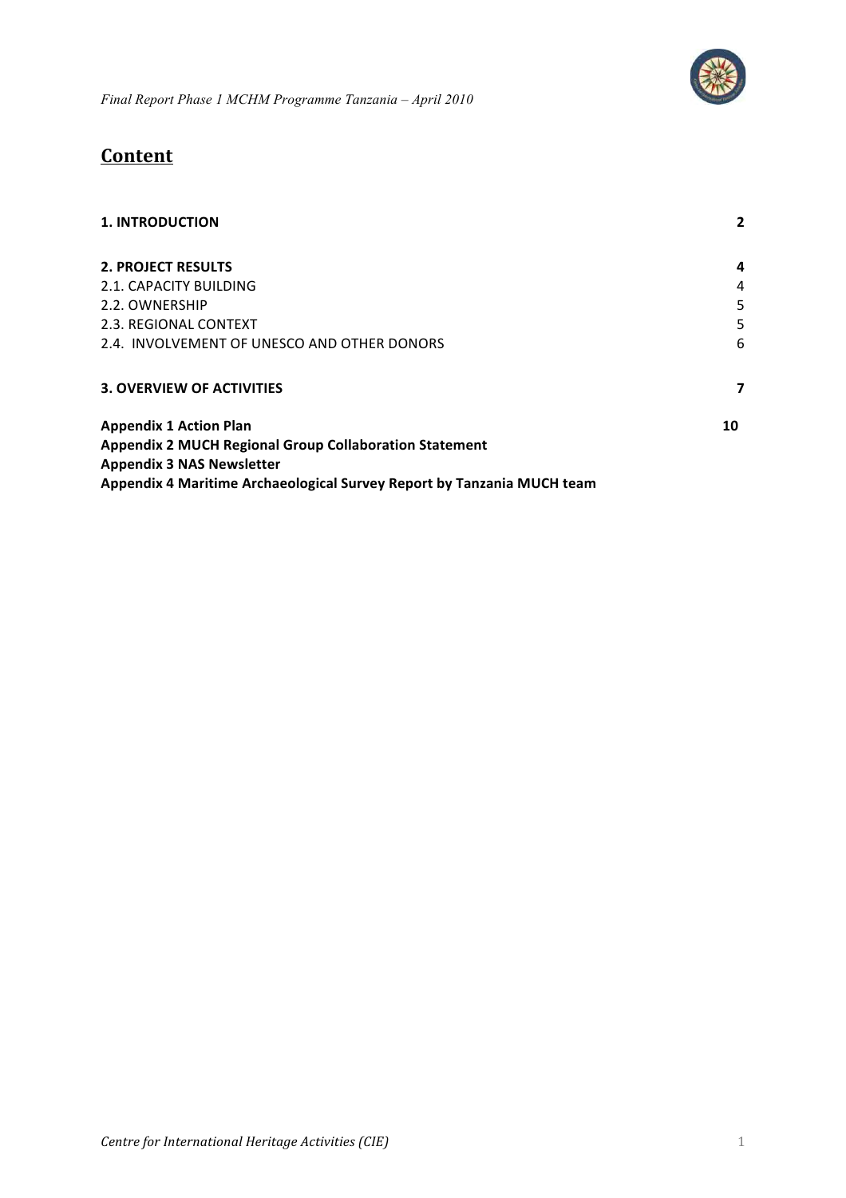# Content

| | |
|---|---|
| **1. INTRODUCTION** | **2** |
| **2. PROJECT RESULTS** | **4** |
| 2.1. CAPACITY BUILDING | 4 |
| 2.2. OWNERSHIP | 5 |
| 2.3. REGIONAL CONTEXT | 5 |
| 2.4. INVOLVEMENT OF UNESCO AND OTHER DONORS | 6 |
| **3. OVERVIEW OF ACTIVITIES** | **7** |
| **Appendix 1 Action Plan** | **10** |
| **Appendix 2 MUCH Regional Group Collaboration Statement** | |
| **Appendix 3 NAS Newsletter** | |
| **Appendix 4 Maritime Archaeological Survey Report by Tanzania MUCH team** | |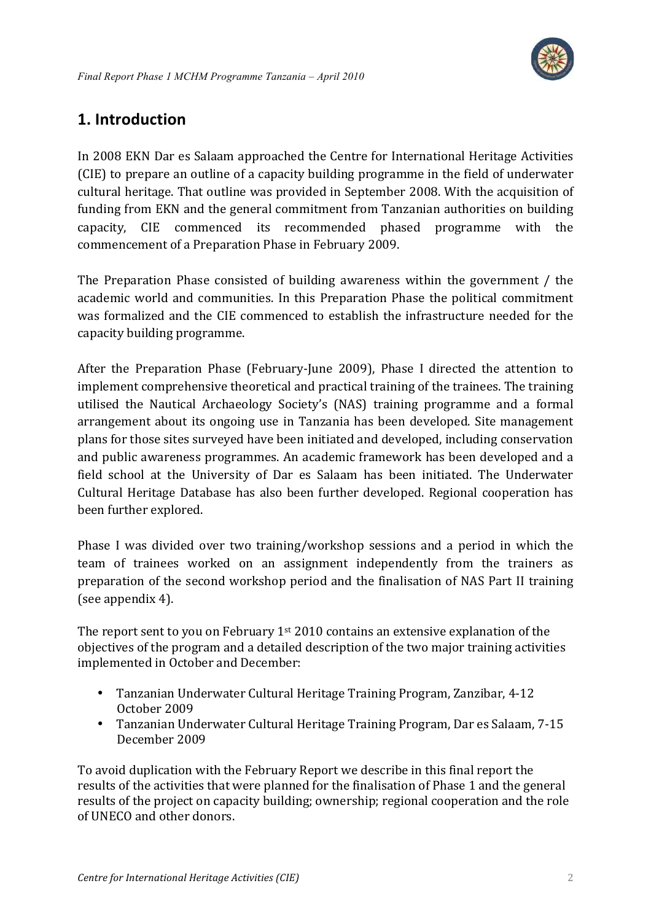## 1. Introduction

In 2008 EKN Dar es Salaam approached the Centre for International Heritage Activities (CIE) to prepare an outline of a capacity building programme in the field of underwater cultural heritage. That outline was provided in September 2008. With the acquisition of funding from EKN and the general commitment from Tanzanian authorities on building capacity, CIE commenced its recommended phased programme with the commencement of a Preparation Phase in February 2009.

The Preparation Phase consisted of building awareness within the government / the academic world and communities. In this Preparation Phase the political commitment was formalized and the CIE commenced to establish the infrastructure needed for the capacity building programme.

After the Preparation Phase (February-June 2009), Phase I directed the attention to implement comprehensive theoretical and practical training of the trainees. The training utilised the Nautical Archaeology Society's (NAS) training programme and a formal arrangement about its ongoing use in Tanzania has been developed. Site management plans for those sites surveyed have been initiated and developed, including conservation and public awareness programmes. An academic framework has been developed and a field school at the University of Dar es Salaam has been initiated. The Underwater Cultural Heritage Database has also been further developed. Regional cooperation has been further explored.

Phase I was divided over two training/workshop sessions and a period in which the team of trainees worked on an assignment independently from the trainers as preparation of the second workshop period and the finalisation of NAS Part II training (see appendix 4).

The report sent to you on February 1st 2010 contains an extensive explanation of the objectives of the program and a detailed description of the two major training activities implemented in October and December:

- Tanzanian Underwater Cultural Heritage Training Program, Zanzibar, 4-12 October 2009
- Tanzanian Underwater Cultural Heritage Training Program, Dar es Salaam, 7-15 December 2009

To avoid duplication with the February Report we describe in this final report the results of the activities that were planned for the finalisation of Phase 1 and the general results of the project on capacity building; ownership; regional cooperation and the role of UNECO and other donors.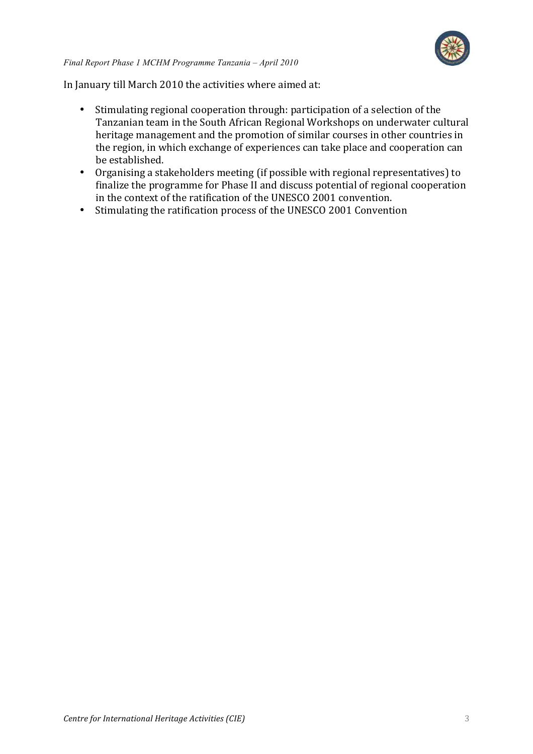In January till March 2010 the activities where aimed at:

- Stimulating regional cooperation through: participation of a selection of the Tanzanian team in the South African Regional Workshops on underwater cultural heritage management and the promotion of similar courses in other countries in the region, in which exchange of experiences can take place and cooperation can be established.
- Organising a stakeholders meeting (if possible with regional representatives) to finalize the programme for Phase II and discuss potential of regional cooperation in the context of the ratification of the UNESCO 2001 convention.
- Stimulating the ratification process of the UNESCO 2001 Convention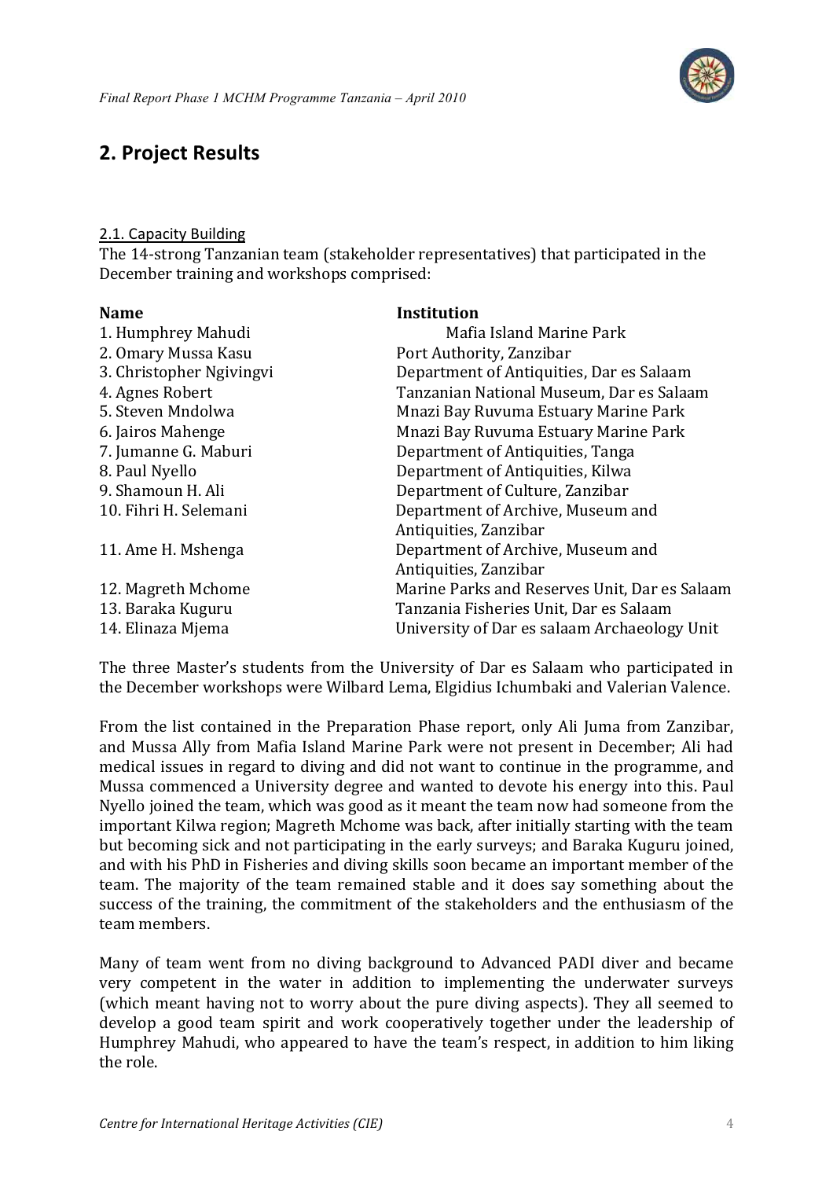## 2. Project Results

### 2.1. Capacity Building

The 14-strong Tanzanian team (stakeholder representatives) that participated in the December training and workshops comprised:

| Name | Institution |
|---|---|
| 1. Humphrey Mahudi | Mafia Island Marine Park |
| 2. Omary Mussa Kasu | Port Authority, Zanzibar |
| 3. Christopher Ngivingvi | Department of Antiquities, Dar es Salaam |
| 4. Agnes Robert | Tanzanian National Museum, Dar es Salaam |
| 5. Steven Mndolwa | Mnazi Bay Ruvuma Estuary Marine Park |
| 6. Jairos Mahenge | Mnazi Bay Ruvuma Estuary Marine Park |
| 7. Jumanne G. Maburi | Department of Antiquities, Tanga |
| 8. Paul Nyello | Department of Antiquities, Kilwa |
| 9. Shamoun H. Ali | Department of Culture, Zanzibar |
| 10. Fihri H. Selemani | Department of Archive, Museum and Antiquities, Zanzibar |
| 11. Ame H. Mshenga | Department of Archive, Museum and Antiquities, Zanzibar |
| 12. Magreth Mchome | Marine Parks and Reserves Unit, Dar es Salaam |
| 13. Baraka Kuguru | Tanzania Fisheries Unit, Dar es Salaam |
| 14. Elinaza Mjema | University of Dar es salaam Archaeology Unit |

The three Master's students from the University of Dar es Salaam who participated in the December workshops were Wilbard Lema, Elgidius Ichumbaki and Valerian Valence.

From the list contained in the Preparation Phase report, only Ali Juma from Zanzibar, and Mussa Ally from Mafia Island Marine Park were not present in December; Ali had medical issues in regard to diving and did not want to continue in the programme, and Mussa commenced a University degree and wanted to devote his energy into this. Paul Nyello joined the team, which was good as it meant the team now had someone from the important Kilwa region; Magreth Mchome was back, after initially starting with the team but becoming sick and not participating in the early surveys; and Baraka Kuguru joined, and with his PhD in Fisheries and diving skills soon became an important member of the team. The majority of the team remained stable and it does say something about the success of the training, the commitment of the stakeholders and the enthusiasm of the team members.

Many of team went from no diving background to Advanced PADI diver and became very competent in the water in addition to implementing the underwater surveys (which meant having not to worry about the pure diving aspects). They all seemed to develop a good team spirit and work cooperatively together under the leadership of Humphrey Mahudi, who appeared to have the team's respect, in addition to him liking the role.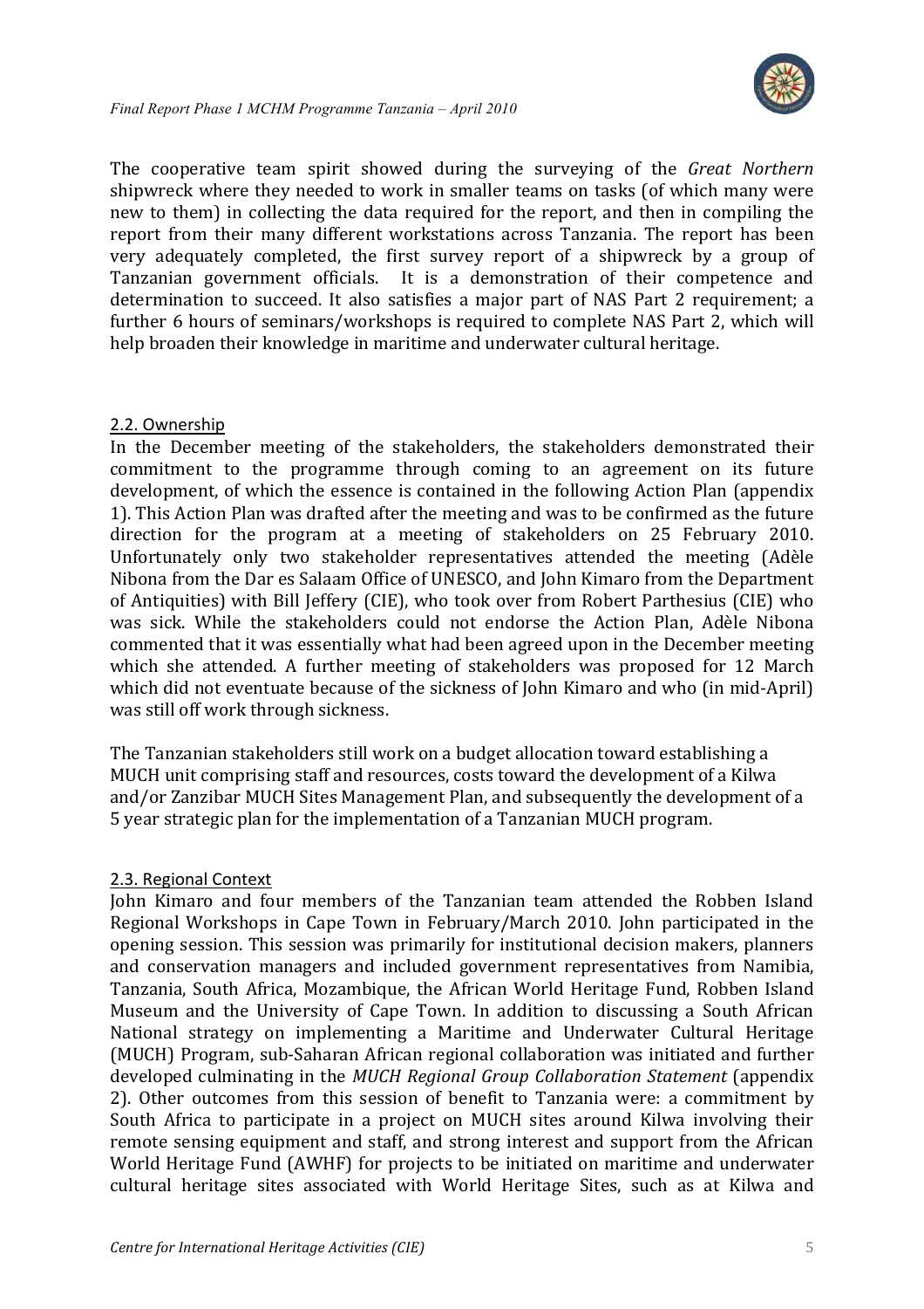The cooperative team spirit showed during the surveying of the *Great Northern* shipwreck where they needed to work in smaller teams on tasks (of which many were new to them) in collecting the data required for the report, and then in compiling the report from their many different workstations across Tanzania. The report has been very adequately completed, the first survey report of a shipwreck by a group of Tanzanian government officials. It is a demonstration of their competence and determination to succeed. It also satisfies a major part of NAS Part 2 requirement; a further 6 hours of seminars/workshops is required to complete NAS Part 2, which will help broaden their knowledge in maritime and underwater cultural heritage.

## 2.2. Ownership

In the December meeting of the stakeholders, the stakeholders demonstrated their commitment to the programme through coming to an agreement on its future development, of which the essence is contained in the following Action Plan (appendix 1). This Action Plan was drafted after the meeting and was to be confirmed as the future direction for the program at a meeting of stakeholders on 25 February 2010. Unfortunately only two stakeholder representatives attended the meeting (Adèle Nibona from the Dar es Salaam Office of UNESCO, and John Kimaro from the Department of Antiquities) with Bill Jeffery (CIE), who took over from Robert Parthesius (CIE) who was sick. While the stakeholders could not endorse the Action Plan, Adèle Nibona commented that it was essentially what had been agreed upon in the December meeting which she attended. A further meeting of stakeholders was proposed for 12 March which did not eventuate because of the sickness of John Kimaro and who (in mid-April) was still off work through sickness.

The Tanzanian stakeholders still work on a budget allocation toward establishing a MUCH unit comprising staff and resources, costs toward the development of a Kilwa and/or Zanzibar MUCH Sites Management Plan, and subsequently the development of a 5 year strategic plan for the implementation of a Tanzanian MUCH program.

## 2.3. Regional Context

John Kimaro and four members of the Tanzanian team attended the Robben Island Regional Workshops in Cape Town in February/March 2010. John participated in the opening session. This session was primarily for institutional decision makers, planners and conservation managers and included government representatives from Namibia, Tanzania, South Africa, Mozambique, the African World Heritage Fund, Robben Island Museum and the University of Cape Town. In addition to discussing a South African National strategy on implementing a Maritime and Underwater Cultural Heritage (MUCH) Program, sub-Saharan African regional collaboration was initiated and further developed culminating in the *MUCH Regional Group Collaboration Statement* (appendix 2). Other outcomes from this session of benefit to Tanzania were: a commitment by South Africa to participate in a project on MUCH sites around Kilwa involving their remote sensing equipment and staff, and strong interest and support from the African World Heritage Fund (AWHF) for projects to be initiated on maritime and underwater cultural heritage sites associated with World Heritage Sites, such as at Kilwa and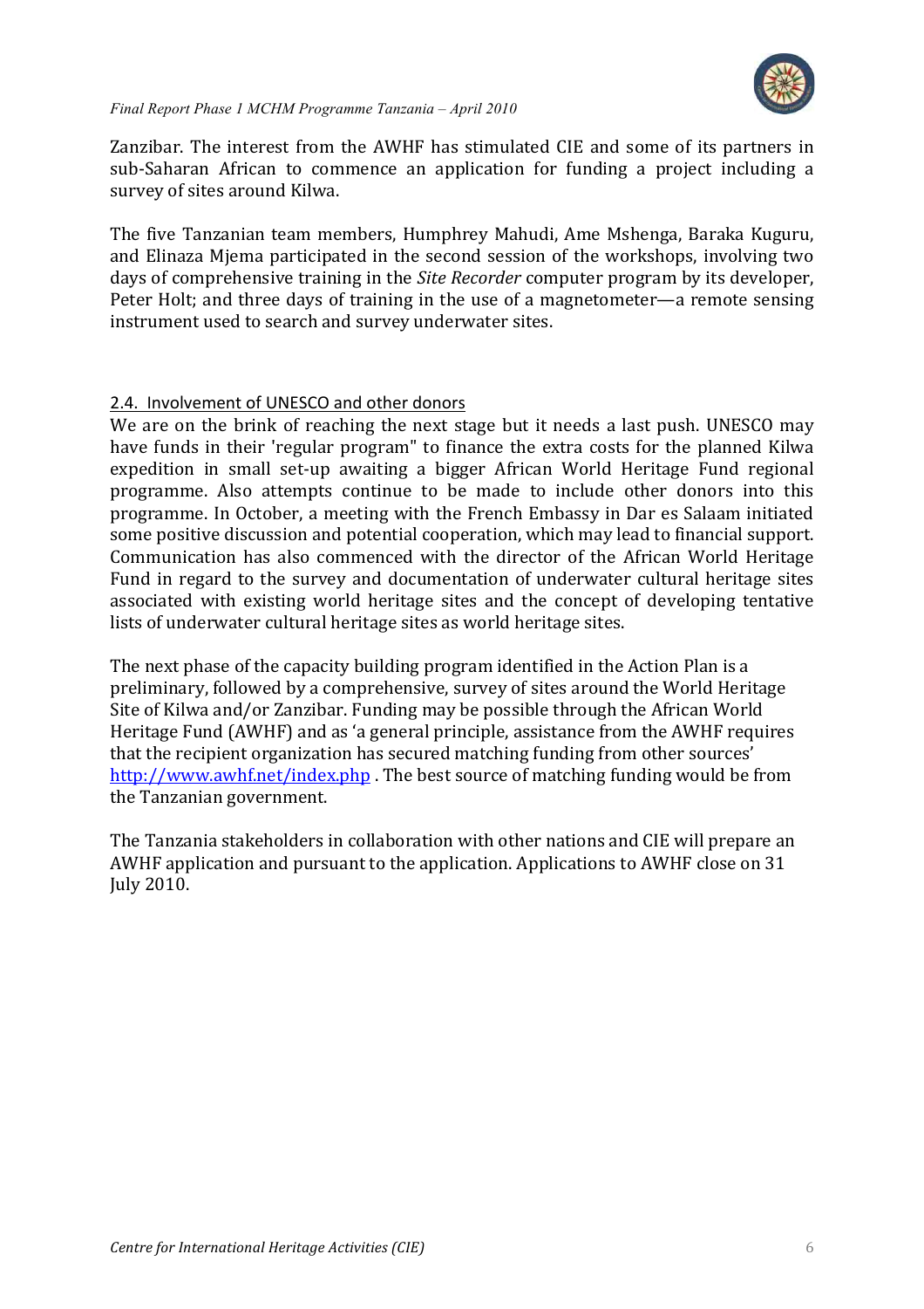Zanzibar. The interest from the AWHF has stimulated CIE and some of its partners in sub-Saharan African to commence an application for funding a project including a survey of sites around Kilwa.

The five Tanzanian team members, Humphrey Mahudi, Ame Mshenga, Baraka Kuguru, and Elinaza Mjema participated in the second session of the workshops, involving two days of comprehensive training in the *Site Recorder* computer program by its developer, Peter Holt; and three days of training in the use of a magnetometer—a remote sensing instrument used to search and survey underwater sites.

## 2.4. Involvement of UNESCO and other donors

We are on the brink of reaching the next stage but it needs a last push. UNESCO may have funds in their 'regular program" to finance the extra costs for the planned Kilwa expedition in small set-up awaiting a bigger African World Heritage Fund regional programme. Also attempts continue to be made to include other donors into this programme. In October, a meeting with the French Embassy in Dar es Salaam initiated some positive discussion and potential cooperation, which may lead to financial support. Communication has also commenced with the director of the African World Heritage Fund in regard to the survey and documentation of underwater cultural heritage sites associated with existing world heritage sites and the concept of developing tentative lists of underwater cultural heritage sites as world heritage sites.

The next phase of the capacity building program identified in the Action Plan is a preliminary, followed by a comprehensive, survey of sites around the World Heritage Site of Kilwa and/or Zanzibar. Funding may be possible through the African World Heritage Fund (AWHF) and as 'a general principle, assistance from the AWHF requires that the recipient organization has secured matching funding from other sources' http://www.awhf.net/index.php . The best source of matching funding would be from the Tanzanian government.

The Tanzania stakeholders in collaboration with other nations and CIE will prepare an AWHF application and pursuant to the application. Applications to AWHF close on 31 July 2010.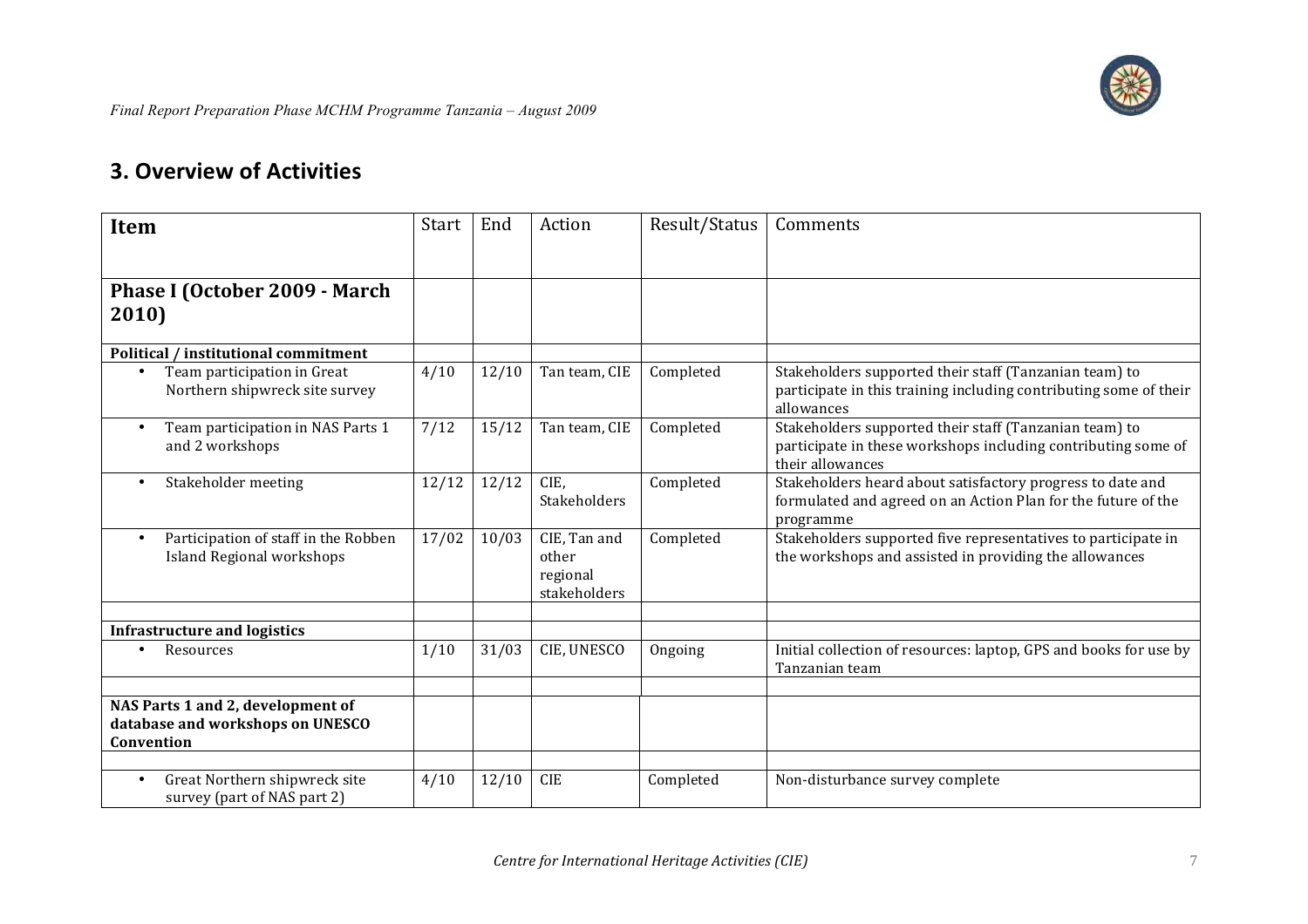## 3. Overview of Activities

| Item | Start | End | Action | Result/Status | Comments |
|---|---|---|---|---|---|
| **Phase I (October 2009 - March 2010)** | | | | | |
| **Political / institutional commitment** | | | | | |
| • Team participation in Great Northern shipwreck site survey | 4/10 | 12/10 | Tan team, CIE | Completed | Stakeholders supported their staff (Tanzanian team) to participate in this training including contributing some of their allowances |
| • Team participation in NAS Parts 1 and 2 workshops | 7/12 | 15/12 | Tan team, CIE | Completed | Stakeholders supported their staff (Tanzanian team) to participate in these workshops including contributing some of their allowances |
| • Stakeholder meeting | 12/12 | 12/12 | CIE, Stakeholders | Completed | Stakeholders heard about satisfactory progress to date and formulated and agreed on an Action Plan for the future of the programme |
| • Participation of staff in the Robben Island Regional workshops | 17/02 | 10/03 | CIE, Tan and other regional stakeholders | Completed | Stakeholders supported five representatives to participate in the workshops and assisted in providing the allowances |
| | | | | | |
| **Infrastructure and logistics** | | | | | |
| • Resources | 1/10 | 31/03 | CIE, UNESCO | Ongoing | Initial collection of resources: laptop, GPS and books for use by Tanzanian team |
| | | | | | |
| **NAS Parts 1 and 2, development of database and workshops on UNESCO Convention** | | | | | |
| | | | | | |
| • Great Northern shipwreck site survey (part of NAS part 2) | 4/10 | 12/10 | CIE | Completed | Non-disturbance survey complete |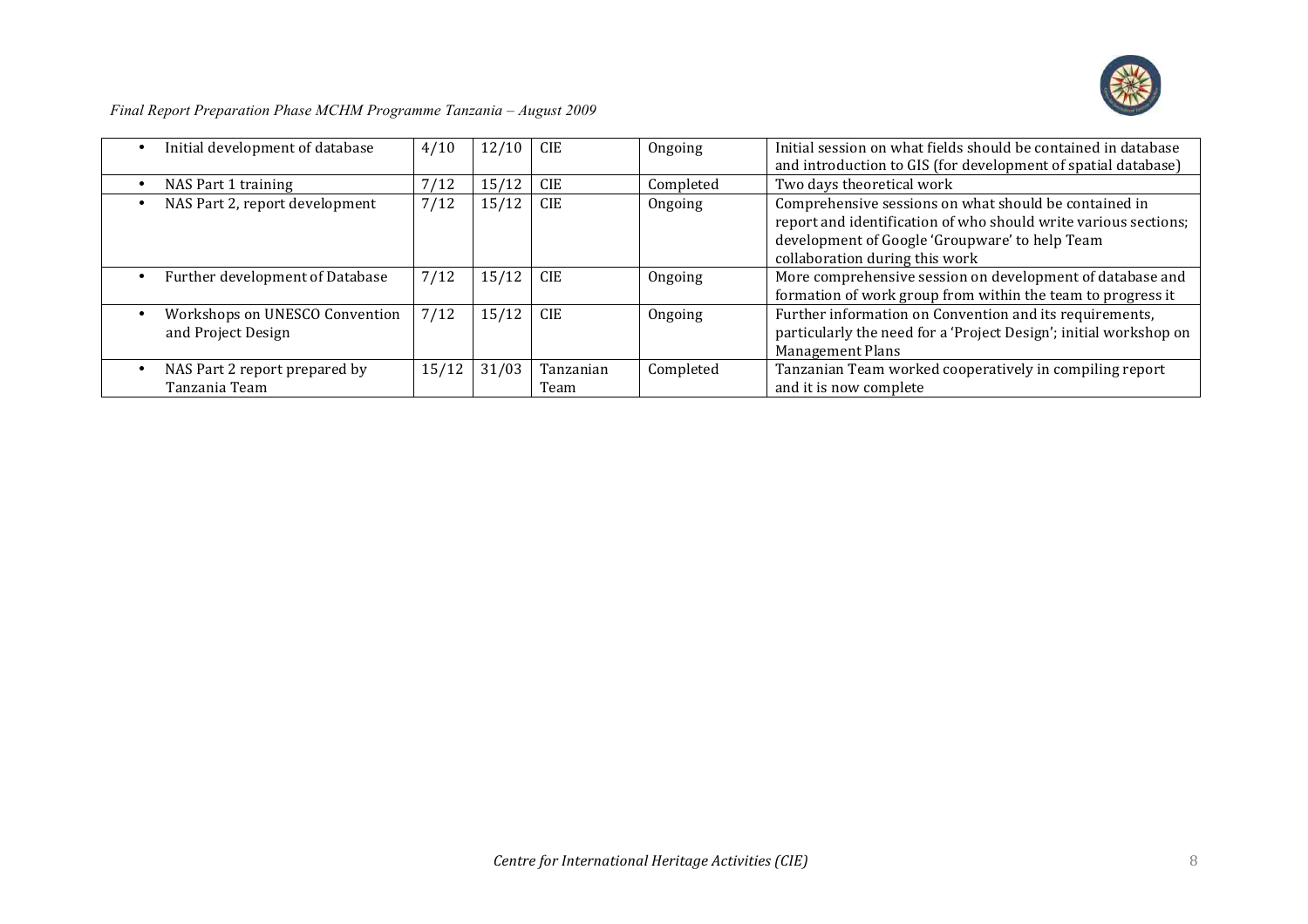| | | | | | |
|---|---|---|---|---|---|
| • Initial development of database | 4/10 | 12/10 | CIE | Ongoing | Initial session on what fields should be contained in database and introduction to GIS (for development of spatial database) |
| • NAS Part 1 training | 7/12 | 15/12 | CIE | Completed | Two days theoretical work |
| • NAS Part 2, report development | 7/12 | 15/12 | CIE | Ongoing | Comprehensive sessions on what should be contained in report and identification of who should write various sections; development of Google 'Groupware' to help Team collaboration during this work |
| • Further development of Database | 7/12 | 15/12 | CIE | Ongoing | More comprehensive session on development of database and formation of work group from within the team to progress it |
| • Workshops on UNESCO Convention and Project Design | 7/12 | 15/12 | CIE | Ongoing | Further information on Convention and its requirements, particularly the need for a 'Project Design'; initial workshop on Management Plans |
| • NAS Part 2 report prepared by Tanzania Team | 15/12 | 31/03 | Tanzanian Team | Completed | Tanzanian Team worked cooperatively in compiling report and it is now complete |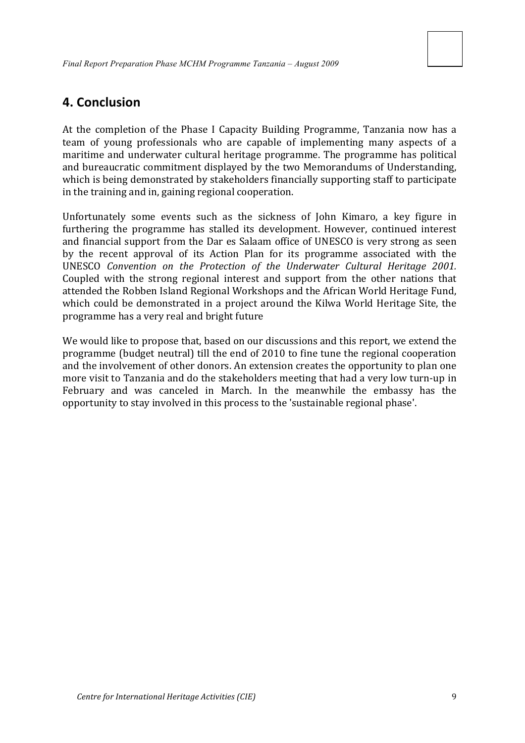## 4. Conclusion

At the completion of the Phase I Capacity Building Programme, Tanzania now has a team of young professionals who are capable of implementing many aspects of a maritime and underwater cultural heritage programme. The programme has political and bureaucratic commitment displayed by the two Memorandums of Understanding, which is being demonstrated by stakeholders financially supporting staff to participate in the training and in, gaining regional cooperation.

Unfortunately some events such as the sickness of John Kimaro, a key figure in furthering the programme has stalled its development. However, continued interest and financial support from the Dar es Salaam office of UNESCO is very strong as seen by the recent approval of its Action Plan for its programme associated with the UNESCO *Convention on the Protection of the Underwater Cultural Heritage 2001.* Coupled with the strong regional interest and support from the other nations that attended the Robben Island Regional Workshops and the African World Heritage Fund, which could be demonstrated in a project around the Kilwa World Heritage Site, the programme has a very real and bright future

We would like to propose that, based on our discussions and this report, we extend the programme (budget neutral) till the end of 2010 to fine tune the regional cooperation and the involvement of other donors. An extension creates the opportunity to plan one more visit to Tanzania and do the stakeholders meeting that had a very low turn-up in February and was canceled in March. In the meanwhile the embassy has the opportunity to stay involved in this process to the 'sustainable regional phase'.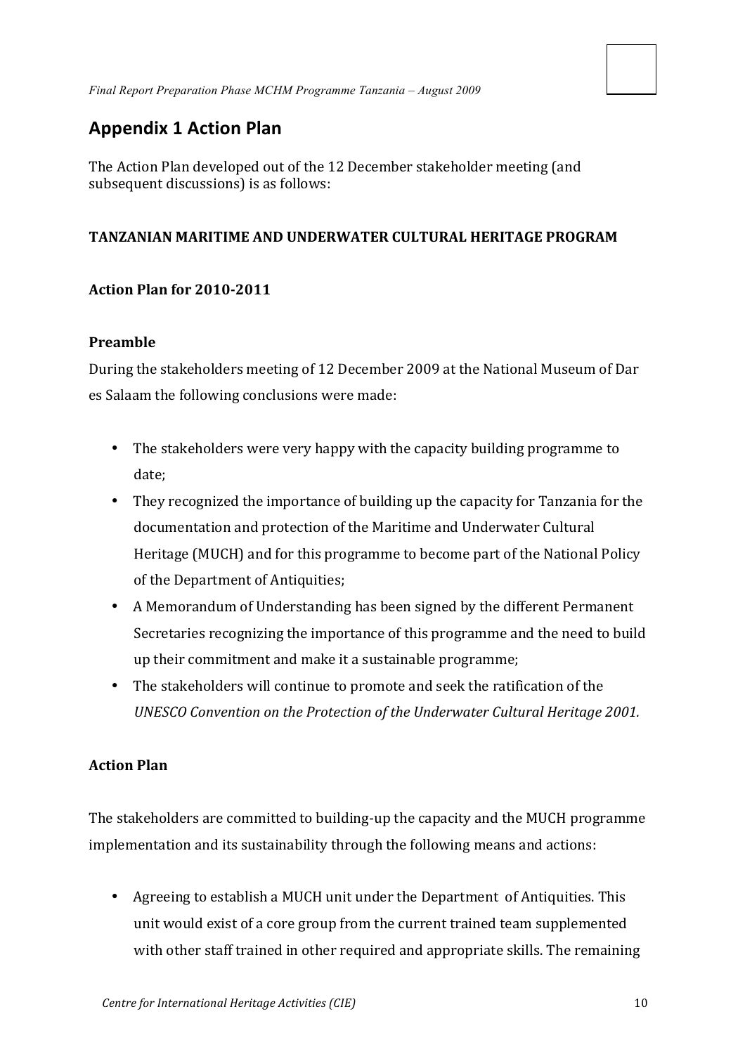## Appendix 1 Action Plan

The Action Plan developed out of the 12 December stakeholder meeting (and subsequent discussions) is as follows:

**TANZANIAN MARITIME AND UNDERWATER CULTURAL HERITAGE PROGRAM**

**Action Plan for 2010-2011**

**Preamble**

During the stakeholders meeting of 12 December 2009 at the National Museum of Dar es Salaam the following conclusions were made:

- The stakeholders were very happy with the capacity building programme to date;
- They recognized the importance of building up the capacity for Tanzania for the documentation and protection of the Maritime and Underwater Cultural Heritage (MUCH) and for this programme to become part of the National Policy of the Department of Antiquities;
- A Memorandum of Understanding has been signed by the different Permanent Secretaries recognizing the importance of this programme and the need to build up their commitment and make it a sustainable programme;
- The stakeholders will continue to promote and seek the ratification of the *UNESCO Convention on the Protection of the Underwater Cultural Heritage 2001.*

**Action Plan**

The stakeholders are committed to building-up the capacity and the MUCH programme implementation and its sustainability through the following means and actions:

- Agreeing to establish a MUCH unit under the Department of Antiquities. This unit would exist of a core group from the current trained team supplemented with other staff trained in other required and appropriate skills. The remaining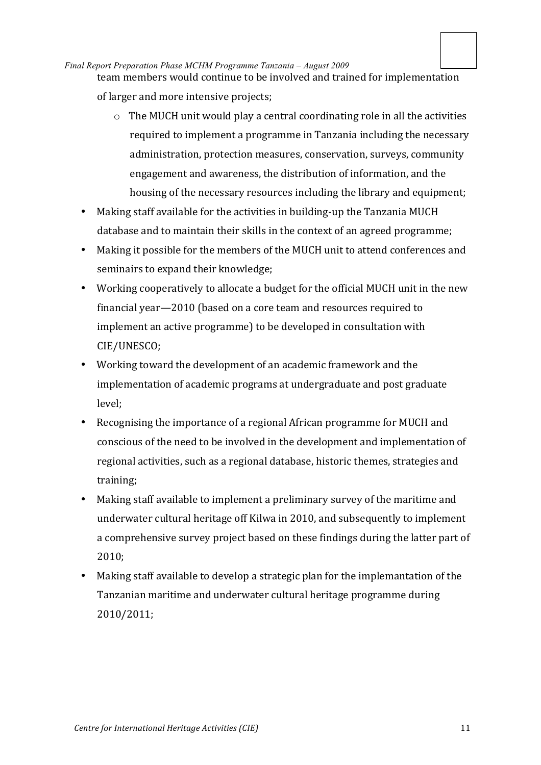team members would continue to be involved and trained for implementation of larger and more intensive projects;

  - The MUCH unit would play a central coordinating role in all the activities required to implement a programme in Tanzania including the necessary administration, protection measures, conservation, surveys, community engagement and awareness, the distribution of information, and the housing of the necessary resources including the library and equipment;

- Making staff available for the activities in building-up the Tanzania MUCH database and to maintain their skills in the context of an agreed programme;
- Making it possible for the members of the MUCH unit to attend conferences and seminairs to expand their knowledge;
- Working cooperatively to allocate a budget for the official MUCH unit in the new financial year—2010 (based on a core team and resources required to implement an active programme) to be developed in consultation with CIE/UNESCO;
- Working toward the development of an academic framework and the implementation of academic programs at undergraduate and post graduate level;
- Recognising the importance of a regional African programme for MUCH and conscious of the need to be involved in the development and implementation of regional activities, such as a regional database, historic themes, strategies and training;
- Making staff available to implement a preliminary survey of the maritime and underwater cultural heritage off Kilwa in 2010, and subsequently to implement a comprehensive survey project based on these findings during the latter part of 2010;
- Making staff available to develop a strategic plan for the implemantation of the Tanzanian maritime and underwater cultural heritage programme during 2010/2011;